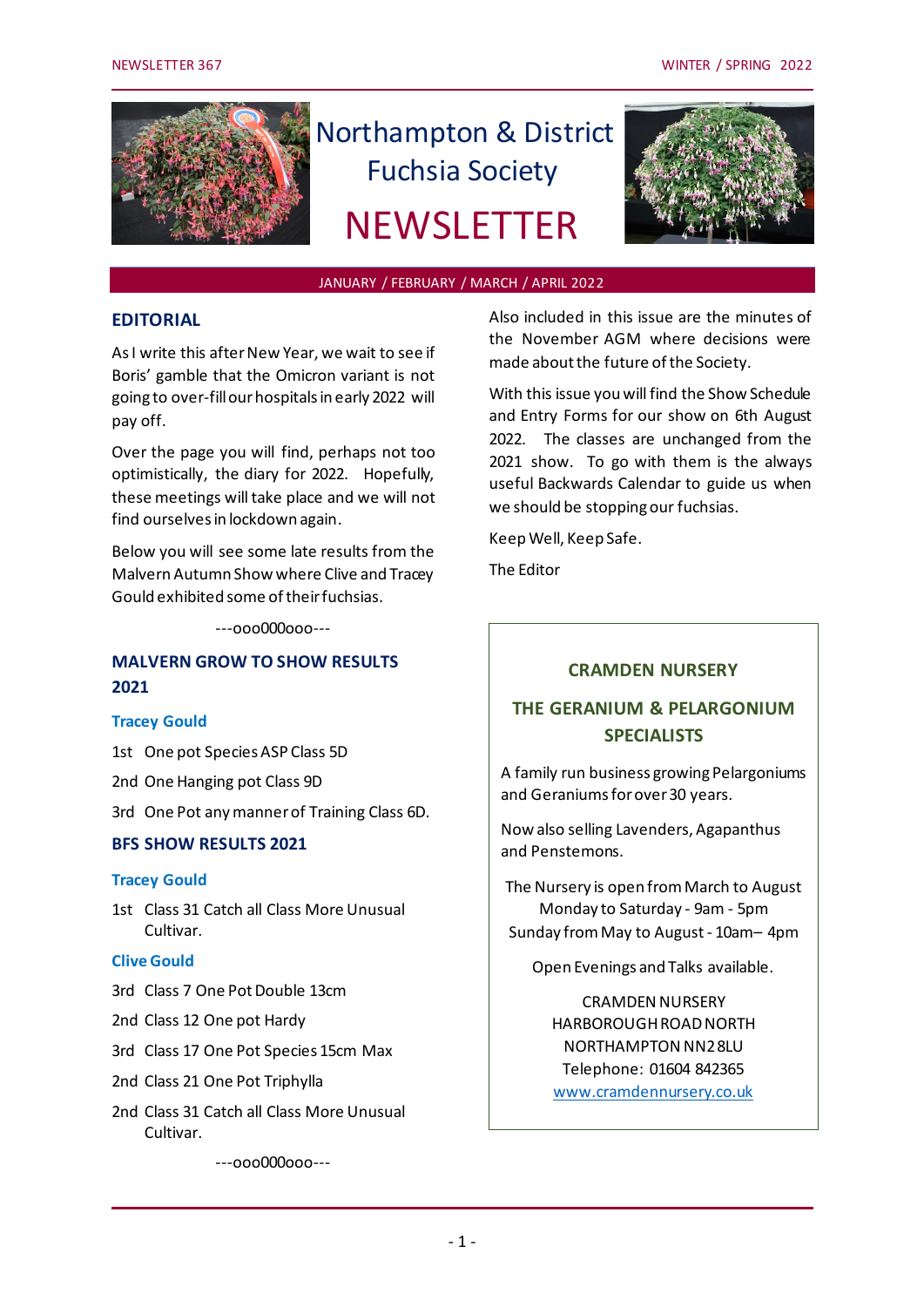# Northampton & District Fuchsia Society

# NEWSLETTER

JANUARY / FEBRUARY / MARCH / APRIL 2022

## EDITORIAL

As I write this after New Year, we wait to see if Boris' gamble that the Omicron variant is not going to over-fill our hospitals in early 2022 will pay off.

Over the page you will find, perhaps not too optimistically, the diary for 2022. Hopefully, these meetings will take place and we will not find ourselves in lockdown again.

Below you will see some late results from the Malvern Autumn Show where Clive and Tracey Gould exhibited some of their fuchsias.

---ooo000ooo---

## MALVERN GROW TO SHOW RESULTS 2021

### Tracey Gould

1st One pot Species ASP Class 5D

2nd One Hanging pot Class 9D

3rd One Pot any manner of Training Class 6D.

## BFS SHOW RESULTS 2021

### Tracey Gould

1st Class 31 Catch all Class More Unusual Cultivar.

### Clive Gould

3rd Class 7 One Pot Double 13cm

2nd Class 12 One pot Hardy

3rd Class 17 One Pot Species 15cm Max

2nd Class 21 One Pot Triphylla

2nd Class 31 Catch all Class More Unusual Cultivar.

---ooo000ooo---

Also included in this issue are the minutes of the November AGM where decisions were made about the future of the Society.

With this issue you will find the Show Schedule and Entry Forms for our show on 6th August 2022. The classes are unchanged from the 2021 show. To go with them is the always useful Backwards Calendar to guide us when we should be stopping our fuchsias.

Keep Well, Keep Safe.

The Editor

---

**CRAMDEN NURSERY**

**THE GERANIUM & PELARGONIUM SPECIALISTS**

A family run business growing Pelargoniums and Geraniums for over 30 years.

Now also selling Lavenders, Agapanthus and Penstemons.

The Nursery is open from March to August
Monday to Saturday - 9am - 5pm
Sunday from May to August - 10am– 4pm

Open Evenings and Talks available.

CRAMDEN NURSERY
HARBOROUGH ROAD NORTH
NORTHAMPTON NN2 8LU
Telephone: 01604 842365
www.cramdennursery.co.uk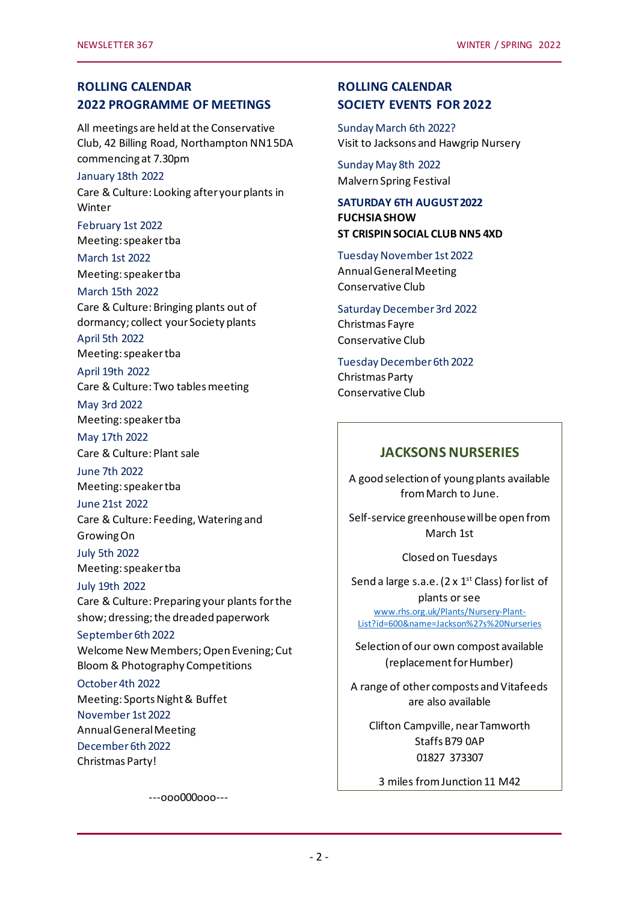## ROLLING CALENDAR
## 2022 PROGRAMME OF MEETINGS

All meetings are held at the Conservative Club, 42 Billing Road, Northampton NN1 5DA commencing at 7.30pm

January 18th 2022
Care & Culture: Looking after your plants in Winter

February 1st 2022
Meeting: speaker tba

March 1st 2022
Meeting: speaker tba

March 15th 2022
Care & Culture: Bringing plants out of dormancy; collect your Society plants

April 5th 2022
Meeting: speaker tba

April 19th 2022
Care & Culture: Two tables meeting

May 3rd 2022
Meeting: speaker tba

May 17th 2022
Care & Culture: Plant sale

June 7th 2022
Meeting: speaker tba

June 21st 2022
Care & Culture: Feeding, Watering and Growing On

July 5th 2022
Meeting: speaker tba

July 19th 2022
Care & Culture: Preparing your plants for the show; dressing; the dreaded paperwork

September 6th 2022
Welcome New Members; Open Evening; Cut Bloom & Photography Competitions

October 4th 2022
Meeting: Sports Night & Buffet

November 1st 2022
Annual General Meeting

December 6th 2022
Christmas Party!

---ooo000ooo---

## ROLLING CALENDAR
## SOCIETY EVENTS FOR 2022

Sunday March 6th 2022?
Visit to Jacksons and Hawgrip Nursery

Sunday May 8th 2022
Malvern Spring Festival

**SATURDAY 6TH AUGUST 2022**
**FUCHSIA SHOW**
**ST CRISPIN SOCIAL CLUB NN5 4XD**

Tuesday November 1st 2022
Annual General Meeting
Conservative Club

Saturday December 3rd 2022
Christmas Fayre
Conservative Club

Tuesday December 6th 2022
Christmas Party
Conservative Club

## JACKSONS NURSERIES

A good selection of young plants available from March to June.

Self-service greenhouse will be open from March 1st

Closed on Tuesdays

Send a large s.a.e. (2 x 1st Class) for list of plants or see
www.rhs.org.uk/Plants/Nursery-Plant-List?id=600&name=Jackson%27s%20Nurseries

Selection of our own compost available (replacement for Humber)

A range of other composts and Vitafeeds are also available

Clifton Campville, near Tamworth
Staffs B79 0AP
01827 373307

3 miles from Junction 11 M42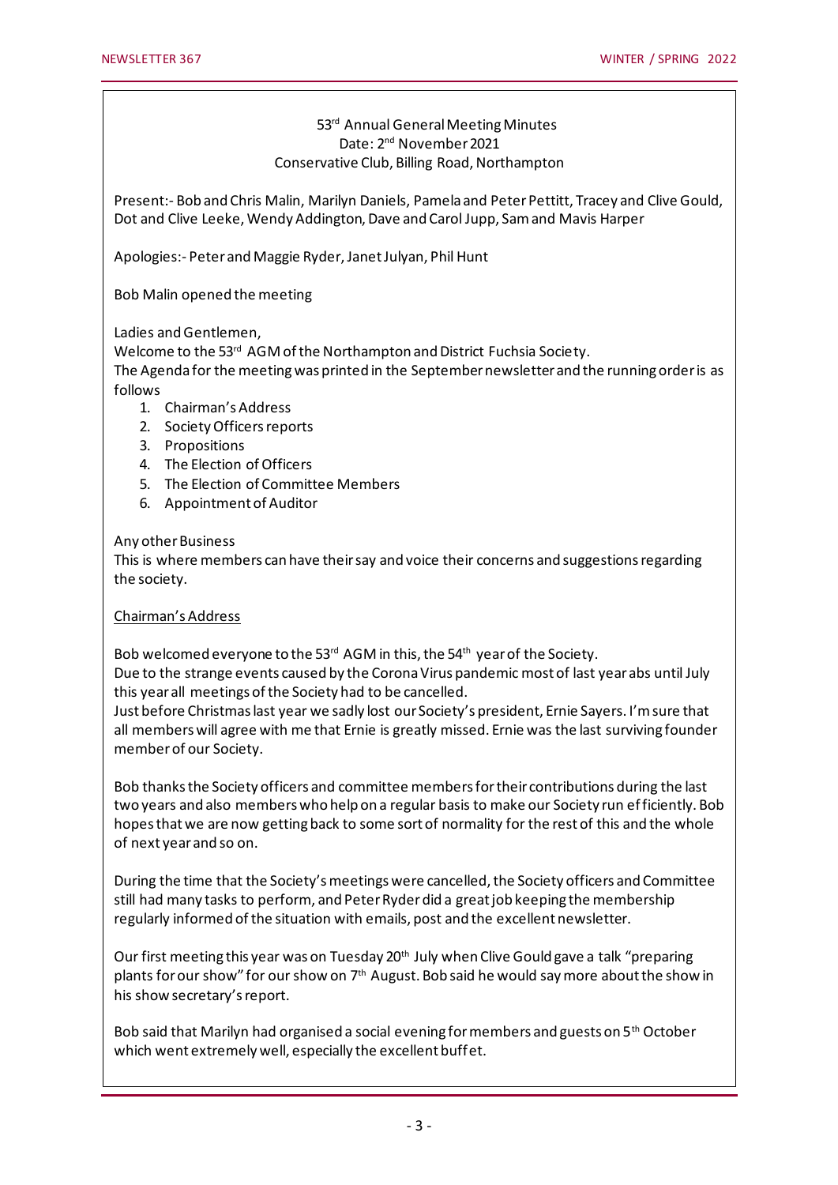53rd Annual General Meeting Minutes
Date: 2nd November 2021
Conservative Club, Billing Road, Northampton

Present:- Bob and Chris Malin, Marilyn Daniels, Pamela and Peter Pettitt, Tracey and Clive Gould, Dot and Clive Leeke, Wendy Addington, Dave and Carol Jupp, Sam and Mavis Harper

Apologies:- Peter and Maggie Ryder, Janet Julyan, Phil Hunt

Bob Malin opened the meeting

Ladies and Gentlemen,
Welcome to the 53rd AGM of the Northampton and District Fuchsia Society.
The Agenda for the meeting was printed in the September newsletter and the running order is as follows

1. Chairman's Address
2. Society Officers reports
3. Propositions
4. The Election of Officers
5. The Election of Committee Members
6. Appointment of Auditor

Any other Business
This is where members can have their say and voice their concerns and suggestions regarding the society.

<u>Chairman's Address</u>

Bob welcomed everyone to the 53rd AGM in this, the 54th year of the Society.
Due to the strange events caused by the Corona Virus pandemic most of last year abs until July this year all meetings of the Society had to be cancelled.
Just before Christmas last year we sadly lost our Society's president, Ernie Sayers. I'm sure that all members will agree with me that Ernie is greatly missed. Ernie was the last surviving founder member of our Society.

Bob thanks the Society officers and committee members for their contributions during the last two years and also members who help on a regular basis to make our Society run efficiently. Bob hopes that we are now getting back to some sort of normality for the rest of this and the whole of next year and so on.

During the time that the Society's meetings were cancelled, the Society officers and Committee still had many tasks to perform, and Peter Ryder did a great job keeping the membership regularly informed of the situation with emails, post and the excellent newsletter.

Our first meeting this year was on Tuesday 20th July when Clive Gould gave a talk "preparing plants for our show" for our show on 7th August. Bob said he would say more about the show in his show secretary's report.

Bob said that Marilyn had organised a social evening for members and guests on 5th October which went extremely well, especially the excellent buffet.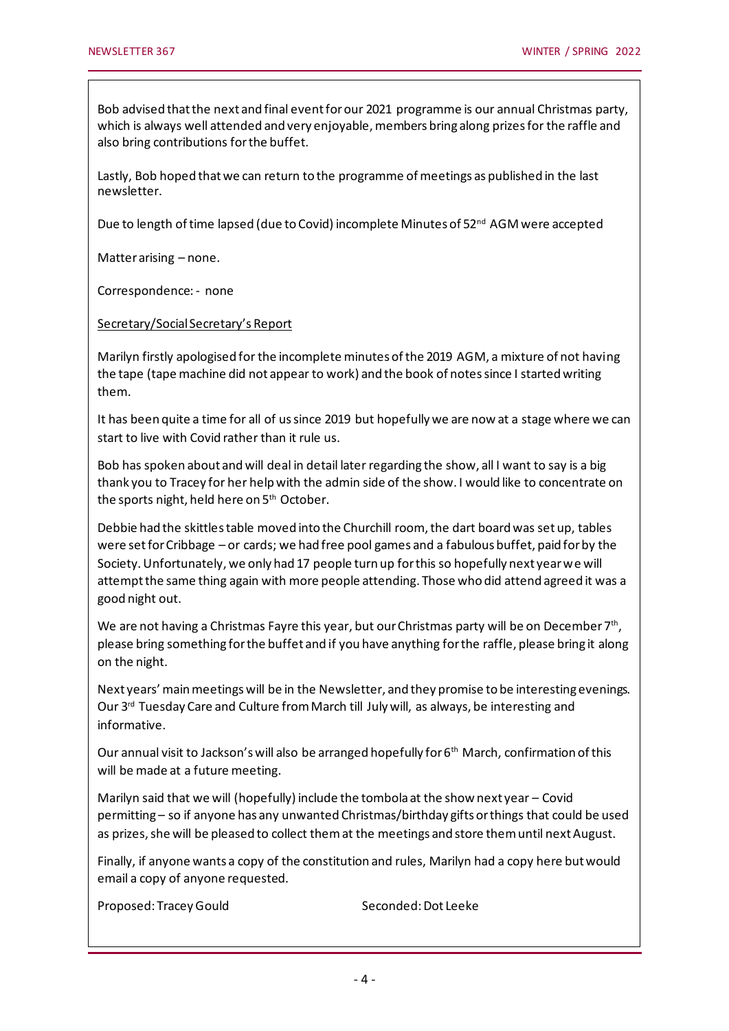Bob advised that the next and final event for our 2021 programme is our annual Christmas party, which is always well attended and very enjoyable, members bring along prizes for the raffle and also bring contributions for the buffet.

Lastly, Bob hoped that we can return to the programme of meetings as published in the last newsletter.

Due to length of time lapsed (due to Covid) incomplete Minutes of 52nd AGM were accepted

Matter arising – none.

Correspondence: - none

Secretary/Social Secretary's Report

Marilyn firstly apologised for the incomplete minutes of the 2019 AGM, a mixture of not having the tape (tape machine did not appear to work) and the book of notes since I started writing them.

It has been quite a time for all of us since 2019 but hopefully we are now at a stage where we can start to live with Covid rather than it rule us.

Bob has spoken about and will deal in detail later regarding the show, all I want to say is a big thank you to Tracey for her help with the admin side of the show. I would like to concentrate on the sports night, held here on 5th October.

Debbie had the skittles table moved into the Churchill room, the dart board was set up, tables were set for Cribbage – or cards; we had free pool games and a fabulous buffet, paid for by the Society. Unfortunately, we only had 17 people turn up for this so hopefully next year we will attempt the same thing again with more people attending. Those who did attend agreed it was a good night out.

We are not having a Christmas Fayre this year, but our Christmas party will be on December 7th, please bring something for the buffet and if you have anything for the raffle, please bring it along on the night.

Next years' main meetings will be in the Newsletter, and they promise to be interesting evenings. Our 3rd Tuesday Care and Culture from March till July will, as always, be interesting and informative.

Our annual visit to Jackson's will also be arranged hopefully for 6th March, confirmation of this will be made at a future meeting.

Marilyn said that we will (hopefully) include the tombola at the show next year – Covid permitting – so if anyone has any unwanted Christmas/birthday gifts or things that could be used as prizes, she will be pleased to collect them at the meetings and store them until next August.

Finally, if anyone wants a copy of the constitution and rules, Marilyn had a copy here but would email a copy of anyone requested.

Proposed: Tracey Gould Seconded: Dot Leeke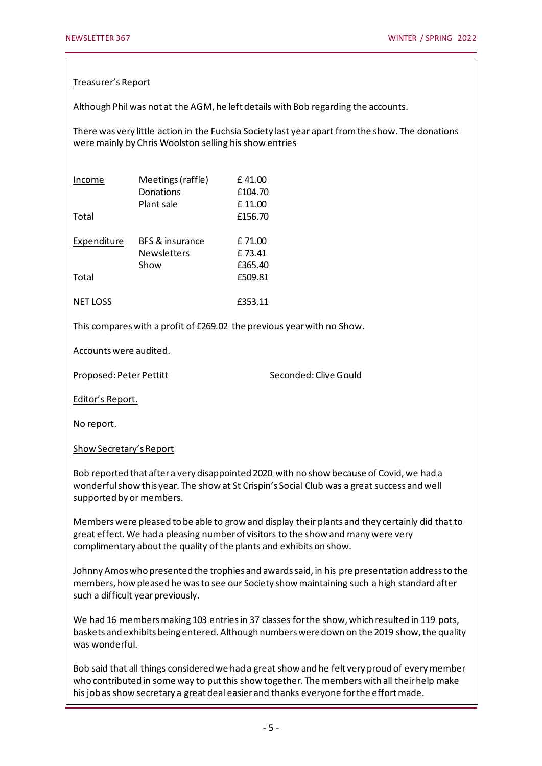Treasurer's Report

Although Phil was not at the AGM, he left details with Bob regarding the accounts.

There was very little action in the Fuchsia Society last year apart from the show. The donations were mainly by Chris Woolston selling his show entries

| | | |
|---|---|---|
| Income | Meetings (raffle) | £ 41.00 |
| | Donations | £104.70 |
| | Plant sale | £ 11.00 |
| Total | | £156.70 |
| | | |
| Expenditure | BFS & insurance | £ 71.00 |
| | Newsletters | £ 73.41 |
| | Show | £365.40 |
| Total | | £509.81 |
| | | |
| NET LOSS | | £353.11 |

This compares with a profit of £269.02 the previous year with no Show.

Accounts were audited.

Proposed: Peter Pettitt  Seconded: Clive Gould

Editor's Report.

No report.

Show Secretary's Report

Bob reported that after a very disappointed 2020 with no show because of Covid, we had a wonderful show this year. The show at St Crispin's Social Club was a great success and well supported by or members.

Members were pleased to be able to grow and display their plants and they certainly did that to great effect. We had a pleasing number of visitors to the show and many were very complimentary about the quality of the plants and exhibits on show.

Johnny Amos who presented the trophies and awards said, in his pre presentation address to the members, how pleased he was to see our Society show maintaining such a high standard after such a difficult year previously.

We had 16 members making 103 entries in 37 classes for the show, which resulted in 119 pots, baskets and exhibits being entered. Although numbers were down on the 2019 show, the quality was wonderful.

Bob said that all things considered we had a great show and he felt very proud of every member who contributed in some way to put this show together. The members with all their help make his job as show secretary a great deal easier and thanks everyone for the effort made.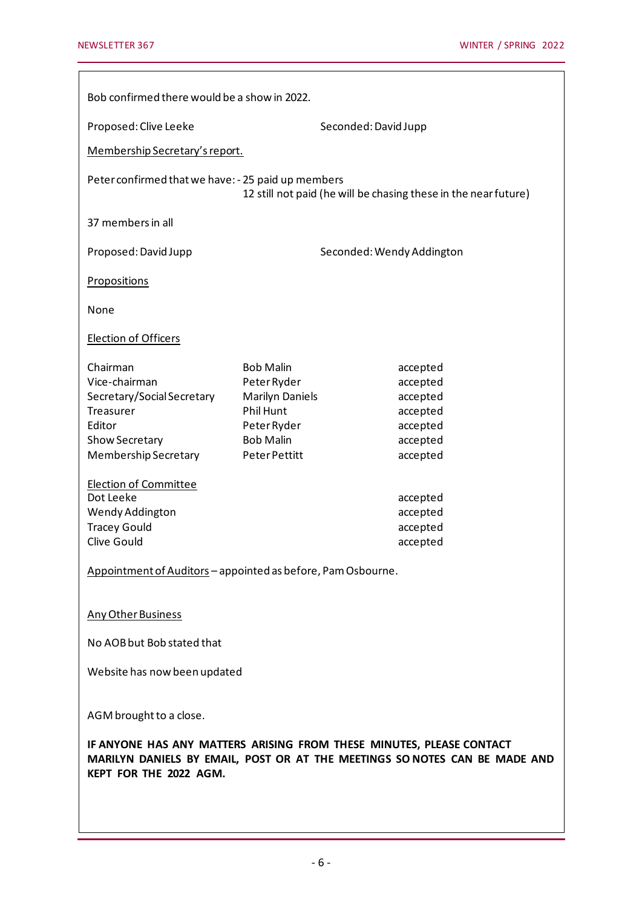Bob confirmed there would be a show in 2022.

Proposed: Clive Leeke Seconded: David Jupp

Membership Secretary's report.

Peter confirmed that we have: - 25 paid up members
12 still not paid (he will be chasing these in the near future)

37 members in all

Proposed: David Jupp Seconded: Wendy Addington

Propositions

None

Election of Officers

| | | |
|---|---|---|
| Chairman | Bob Malin | accepted |
| Vice-chairman | Peter Ryder | accepted |
| Secretary/Social Secretary | Marilyn Daniels | accepted |
| Treasurer | Phil Hunt | accepted |
| Editor | Peter Ryder | accepted |
| Show Secretary | Bob Malin | accepted |
| Membership Secretary | Peter Pettitt | accepted |

Election of Committee

| | |
|---|---|
| Dot Leeke | accepted |
| Wendy Addington | accepted |
| Tracey Gould | accepted |
| Clive Gould | accepted |

Appointment of Auditors – appointed as before, Pam Osbourne.

Any Other Business

No AOB but Bob stated that

Website has now been updated

AGM brought to a close.

**IF ANYONE HAS ANY MATTERS ARISING FROM THESE MINUTES, PLEASE CONTACT MARILYN DANIELS BY EMAIL, POST OR AT THE MEETINGS SO NOTES CAN BE MADE AND KEPT FOR THE 2022 AGM.**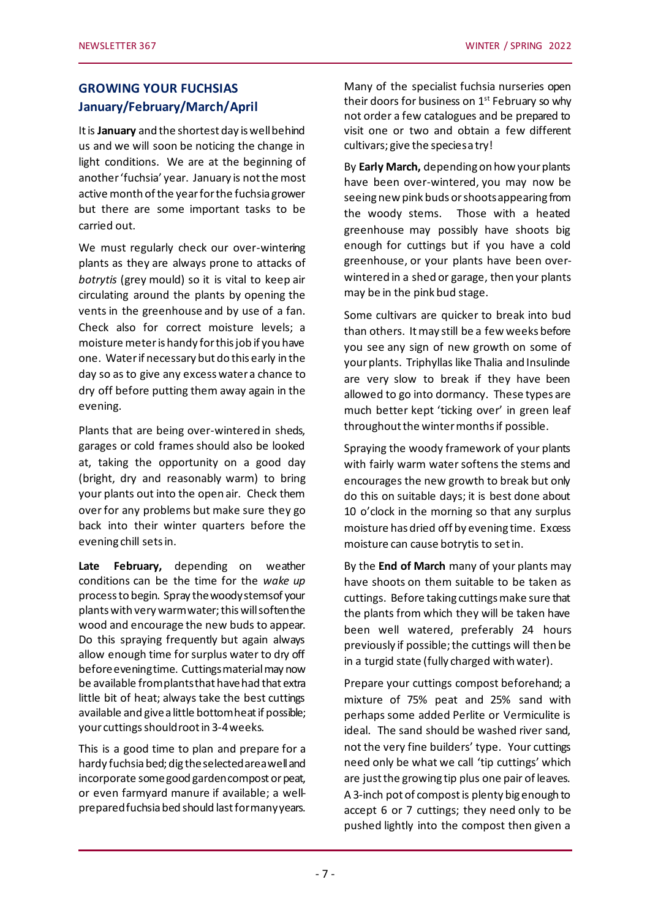## GROWING YOUR FUCHSIAS January/February/March/April

It is **January** and the shortest day is well behind us and we will soon be noticing the change in light conditions. We are at the beginning of another 'fuchsia' year. January is not the most active month of the year for the fuchsia grower but there are some important tasks to be carried out.

We must regularly check our over-wintering plants as they are always prone to attacks of *botrytis* (grey mould) so it is vital to keep air circulating around the plants by opening the vents in the greenhouse and by use of a fan. Check also for correct moisture levels; a moisture meter is handy for this job if you have one. Water if necessary but do this early in the day so as to give any excess water a chance to dry off before putting them away again in the evening.

Plants that are being over-wintered in sheds, garages or cold frames should also be looked at, taking the opportunity on a good day (bright, dry and reasonably warm) to bring your plants out into the open air. Check them over for any problems but make sure they go back into their winter quarters before the evening chill sets in.

**Late February,** depending on weather conditions can be the time for the *wake up* process to begin. Spray the woody stems of your plants with very warm water; this will soften the wood and encourage the new buds to appear. Do this spraying frequently but again always allow enough time for surplus water to dry off before evening time. Cuttings material may now be available from plants that have had that extra little bit of heat; always take the best cuttings available and give a little bottom heat if possible; your cuttings should root in 3-4 weeks.

This is a good time to plan and prepare for a hardy fuchsia bed; dig the selected area well and incorporate some good garden compost or peat, or even farmyard manure if available; a well-prepared fuchsia bed should last for many years.

Many of the specialist fuchsia nurseries open their doors for business on 1st February so why not order a few catalogues and be prepared to visit one or two and obtain a few different cultivars; give the species a try!

By **Early March,** depending on how your plants have been over-wintered, you may now be seeing new pink buds or shoots appearing from the woody stems. Those with a heated greenhouse may possibly have shoots big enough for cuttings but if you have a cold greenhouse, or your plants have been over-wintered in a shed or garage, then your plants may be in the pink bud stage.

Some cultivars are quicker to break into bud than others. It may still be a few weeks before you see any sign of new growth on some of your plants. Triphyllas like Thalia and Insulinde are very slow to break if they have been allowed to go into dormancy. These types are much better kept 'ticking over' in green leaf throughout the winter months if possible.

Spraying the woody framework of your plants with fairly warm water softens the stems and encourages the new growth to break but only do this on suitable days; it is best done about 10 o'clock in the morning so that any surplus moisture has dried off by evening time. Excess moisture can cause botrytis to set in.

By the **End of March** many of your plants may have shoots on them suitable to be taken as cuttings. Before taking cuttings make sure that the plants from which they will be taken have been well watered, preferably 24 hours previously if possible; the cuttings will then be in a turgid state (fully charged with water).

Prepare your cuttings compost beforehand; a mixture of 75% peat and 25% sand with perhaps some added Perlite or Vermiculite is ideal. The sand should be washed river sand, not the very fine builders' type. Your cuttings need only be what we call 'tip cuttings' which are just the growing tip plus one pair of leaves. A 3-inch pot of compost is plenty big enough to accept 6 or 7 cuttings; they need only to be pushed lightly into the compost then given a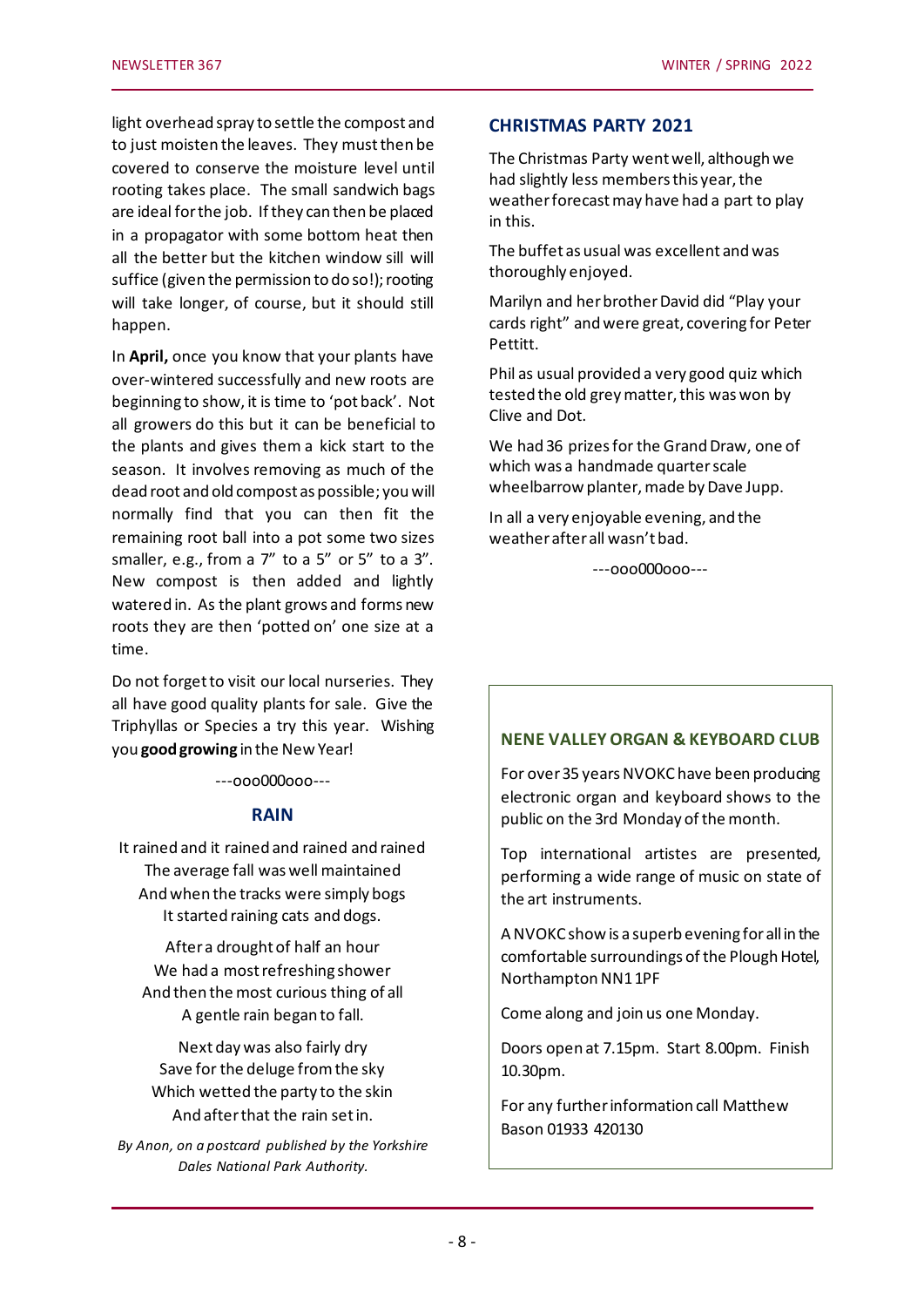light overhead spray to settle the compost and to just moisten the leaves. They must then be covered to conserve the moisture level until rooting takes place. The small sandwich bags are ideal for the job. If they can then be placed in a propagator with some bottom heat then all the better but the kitchen window sill will suffice (given the permission to do so!); rooting will take longer, of course, but it should still happen.

In **April,** once you know that your plants have over-wintered successfully and new roots are beginning to show, it is time to 'pot back'. Not all growers do this but it can be beneficial to the plants and gives them a kick start to the season. It involves removing as much of the dead root and old compost as possible; you will normally find that you can then fit the remaining root ball into a pot some two sizes smaller, e.g., from a 7" to a 5" or 5" to a 3". New compost is then added and lightly watered in. As the plant grows and forms new roots they are then 'potted on' one size at a time.

Do not forget to visit our local nurseries. They all have good quality plants for sale. Give the Triphyllas or Species a try this year. Wishing you **good growing** in the New Year!

---ooo000ooo---

## RAIN

It rained and it rained and rained and rained
The average fall was well maintained
And when the tracks were simply bogs
It started raining cats and dogs.

After a drought of half an hour
We had a most refreshing shower
And then the most curious thing of all
A gentle rain began to fall.

Next day was also fairly dry
Save for the deluge from the sky
Which wetted the party to the skin
And after that the rain set in.

*By Anon, on a postcard published by the Yorkshire Dales National Park Authority.*

## CHRISTMAS PARTY 2021

The Christmas Party went well, although we had slightly less members this year, the weather forecast may have had a part to play in this.

The buffet as usual was excellent and was thoroughly enjoyed.

Marilyn and her brother David did "Play your cards right" and were great, covering for Peter Pettitt.

Phil as usual provided a very good quiz which tested the old grey matter, this was won by Clive and Dot.

We had 36 prizes for the Grand Draw, one of which was a handmade quarter scale wheelbarrow planter, made by Dave Jupp.

In all a very enjoyable evening, and the weather after all wasn't bad.

---ooo000ooo---

## NENE VALLEY ORGAN & KEYBOARD CLUB

For over 35 years NVOKC have been producing electronic organ and keyboard shows to the public on the 3rd Monday of the month.

Top international artistes are presented, performing a wide range of music on state of the art instruments.

A NVOKC show is a superb evening for all in the comfortable surroundings of the Plough Hotel, Northampton NN1 1PF

Come along and join us one Monday.

Doors open at 7.15pm. Start 8.00pm. Finish 10.30pm.

For any further information call Matthew Bason 01933 420130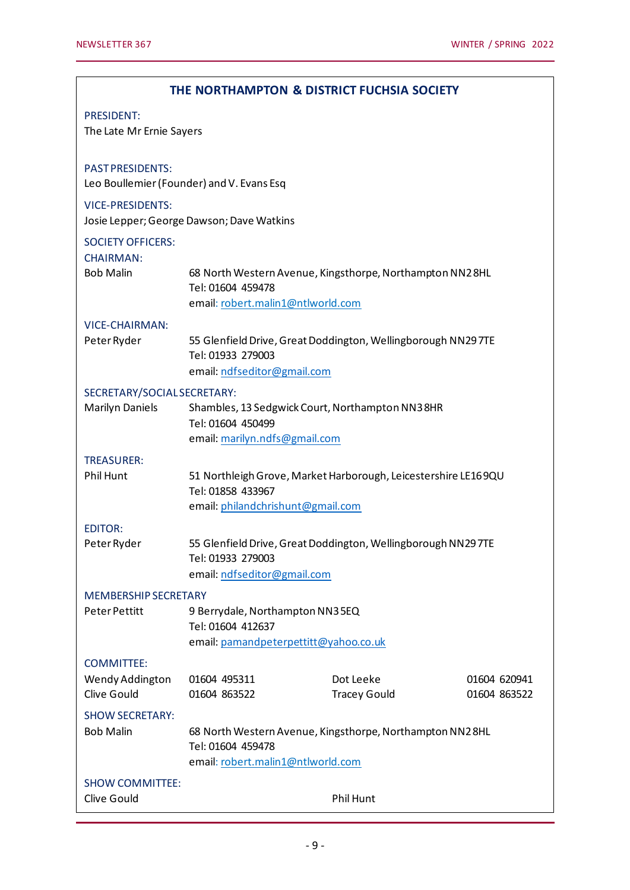## THE NORTHAMPTON & DISTRICT FUCHSIA SOCIETY

PRESIDENT:
The Late Mr Ernie Sayers

PAST PRESIDENTS:
Leo Boullemier (Founder) and V. Evans Esq

VICE-PRESIDENTS:
Josie Lepper; George Dawson; Dave Watkins

SOCIETY OFFICERS:

CHAIRMAN:
Bob Malin — 68 North Western Avenue, Kingsthorpe, Northampton NN2 8HL
Tel: 01604 459478
email: robert.malin1@ntlworld.com

VICE-CHAIRMAN:
Peter Ryder — 55 Glenfield Drive, Great Doddington, Wellingborough NN29 7TE
Tel: 01933 279003
email: ndfseditor@gmail.com

SECRETARY/SOCIAL SECRETARY:
Marilyn Daniels — Shambles, 13 Sedgwick Court, Northampton NN3 8HR
Tel: 01604 450499
email: marilyn.ndfs@gmail.com

TREASURER:
Phil Hunt — 51 Northleigh Grove, Market Harborough, Leicestershire LE16 9QU
Tel: 01858 433967
email: philandchrishunt@gmail.com

EDITOR:
Peter Ryder — 55 Glenfield Drive, Great Doddington, Wellingborough NN29 7TE
Tel: 01933 279003
email: ndfseditor@gmail.com

MEMBERSHIP SECRETARY
Peter Pettitt — 9 Berrydale, Northampton NN3 5EQ
Tel: 01604 412637
email: pamandpeterpettitt@yahoo.co.uk

COMMITTEE:

| | | | |
|---|---|---|---|
| Wendy Addington | 01604 495311 | Dot Leeke | 01604 620941 |
| Clive Gould | 01604 863522 | Tracey Gould | 01604 863522 |

SHOW SECRETARY:
Bob Malin — 68 North Western Avenue, Kingsthorpe, Northampton NN2 8HL
Tel: 01604 459478
email: robert.malin1@ntlworld.com

SHOW COMMITTEE:
Clive Gould — Phil Hunt